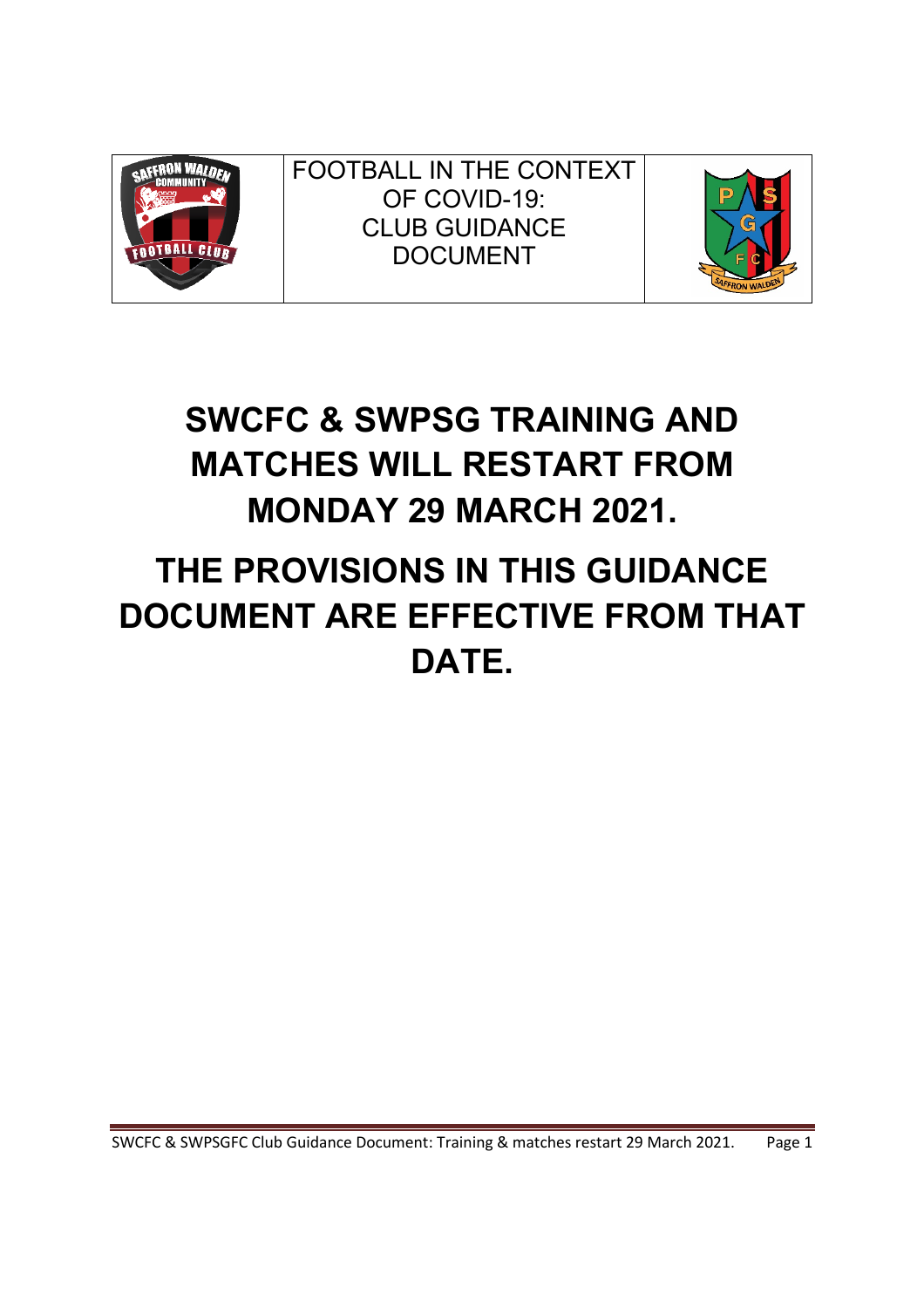| | FOOTBALL IN THE CONTEXT OF COVID-19: CLUB GUIDANCE DOCUMENT | |
|---|---|---|

# SWCFC & SWPSG TRAINING AND MATCHES WILL RESTART FROM MONDAY 29 MARCH 2021.

# THE PROVISIONS IN THIS GUIDANCE DOCUMENT ARE EFFECTIVE FROM THAT DATE.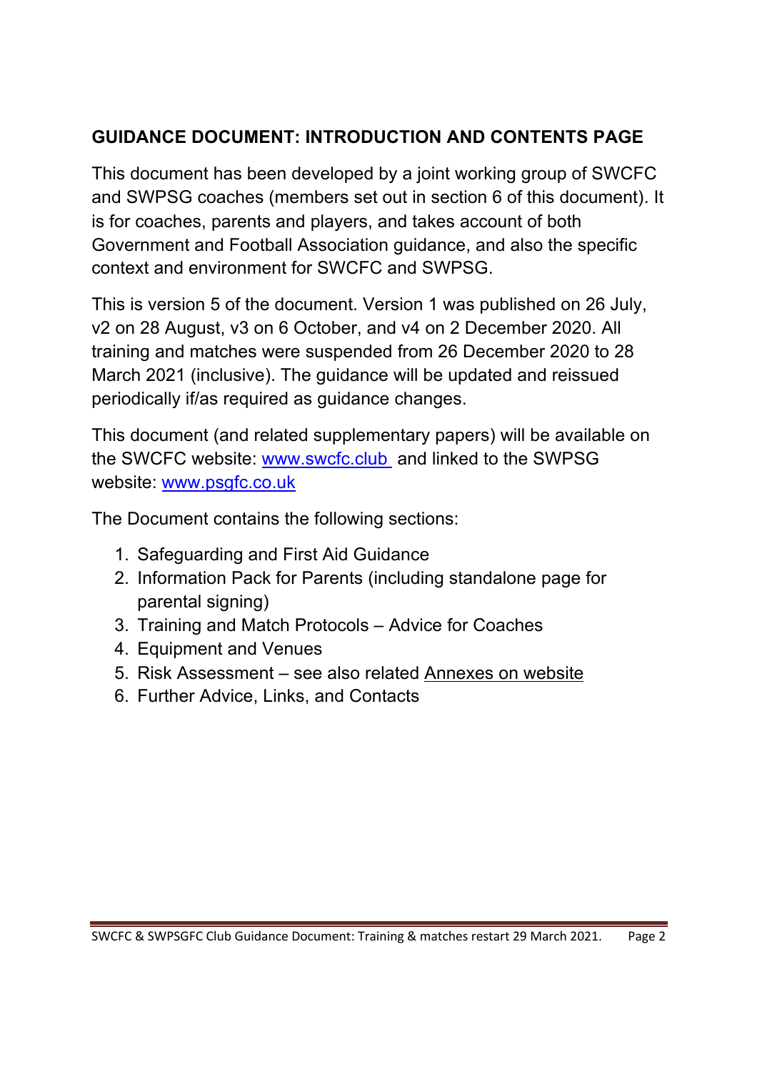## GUIDANCE DOCUMENT: INTRODUCTION AND CONTENTS PAGE

This document has been developed by a joint working group of SWCFC and SWPSG coaches (members set out in section 6 of this document). It is for coaches, parents and players, and takes account of both Government and Football Association guidance, and also the specific context and environment for SWCFC and SWPSG.

This is version 5 of the document. Version 1 was published on 26 July, v2 on 28 August, v3 on 6 October, and v4 on 2 December 2020. All training and matches were suspended from 26 December 2020 to 28 March 2021 (inclusive). The guidance will be updated and reissued periodically if/as required as guidance changes.

This document (and related supplementary papers) will be available on the SWCFC website: [www.swcfc.club](http://www.swcfc.club) and linked to the SWPSG website: [www.psgfc.co.uk](http://www.psgfc.co.uk)

The Document contains the following sections:

1. Safeguarding and First Aid Guidance
2. Information Pack for Parents (including standalone page for parental signing)
3. Training and Match Protocols – Advice for Coaches
4. Equipment and Venues
5. Risk Assessment – see also related Annexes on website
6. Further Advice, Links, and Contacts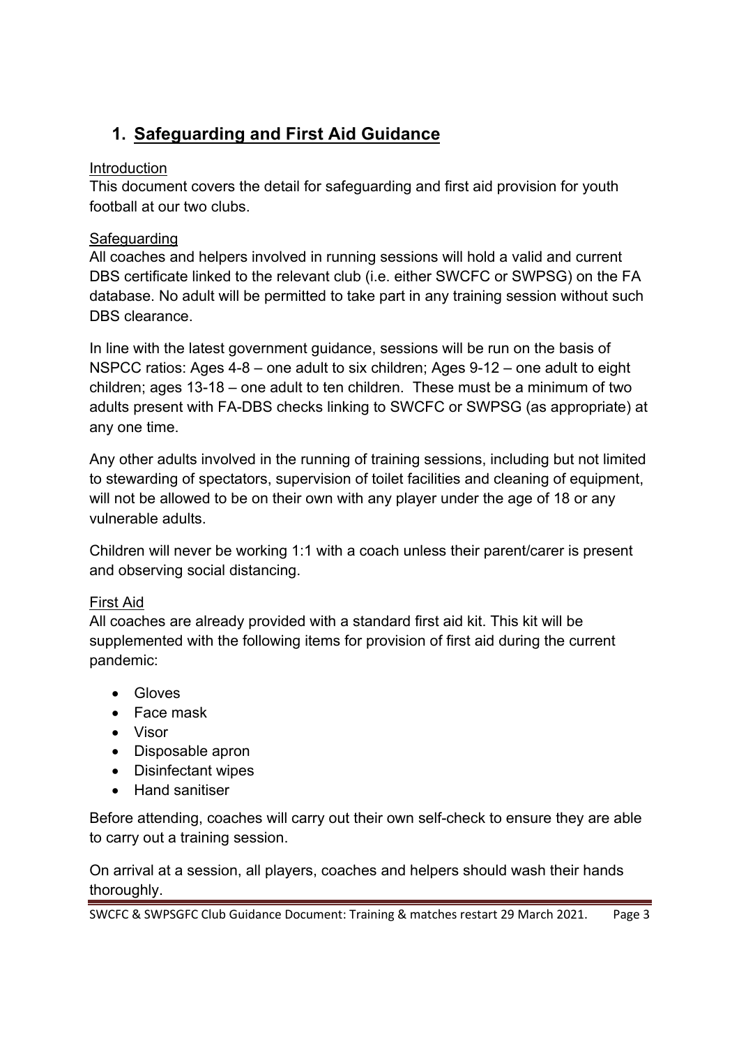# 1. Safeguarding and First Aid Guidance

Introduction

This document covers the detail for safeguarding and first aid provision for youth football at our two clubs.

Safeguarding

All coaches and helpers involved in running sessions will hold a valid and current DBS certificate linked to the relevant club (i.e. either SWCFC or SWPSG) on the FA database. No adult will be permitted to take part in any training session without such DBS clearance.

In line with the latest government guidance, sessions will be run on the basis of NSPCC ratios: Ages 4-8 – one adult to six children; Ages 9-12 – one adult to eight children; ages 13-18 – one adult to ten children. These must be a minimum of two adults present with FA-DBS checks linking to SWCFC or SWPSG (as appropriate) at any one time.

Any other adults involved in the running of training sessions, including but not limited to stewarding of spectators, supervision of toilet facilities and cleaning of equipment, will not be allowed to be on their own with any player under the age of 18 or any vulnerable adults.

Children will never be working 1:1 with a coach unless their parent/carer is present and observing social distancing.

First Aid

All coaches are already provided with a standard first aid kit. This kit will be supplemented with the following items for provision of first aid during the current pandemic:

- Gloves
- Face mask
- Visor
- Disposable apron
- Disinfectant wipes
- Hand sanitiser

Before attending, coaches will carry out their own self-check to ensure they are able to carry out a training session.

On arrival at a session, all players, coaches and helpers should wash their hands thoroughly.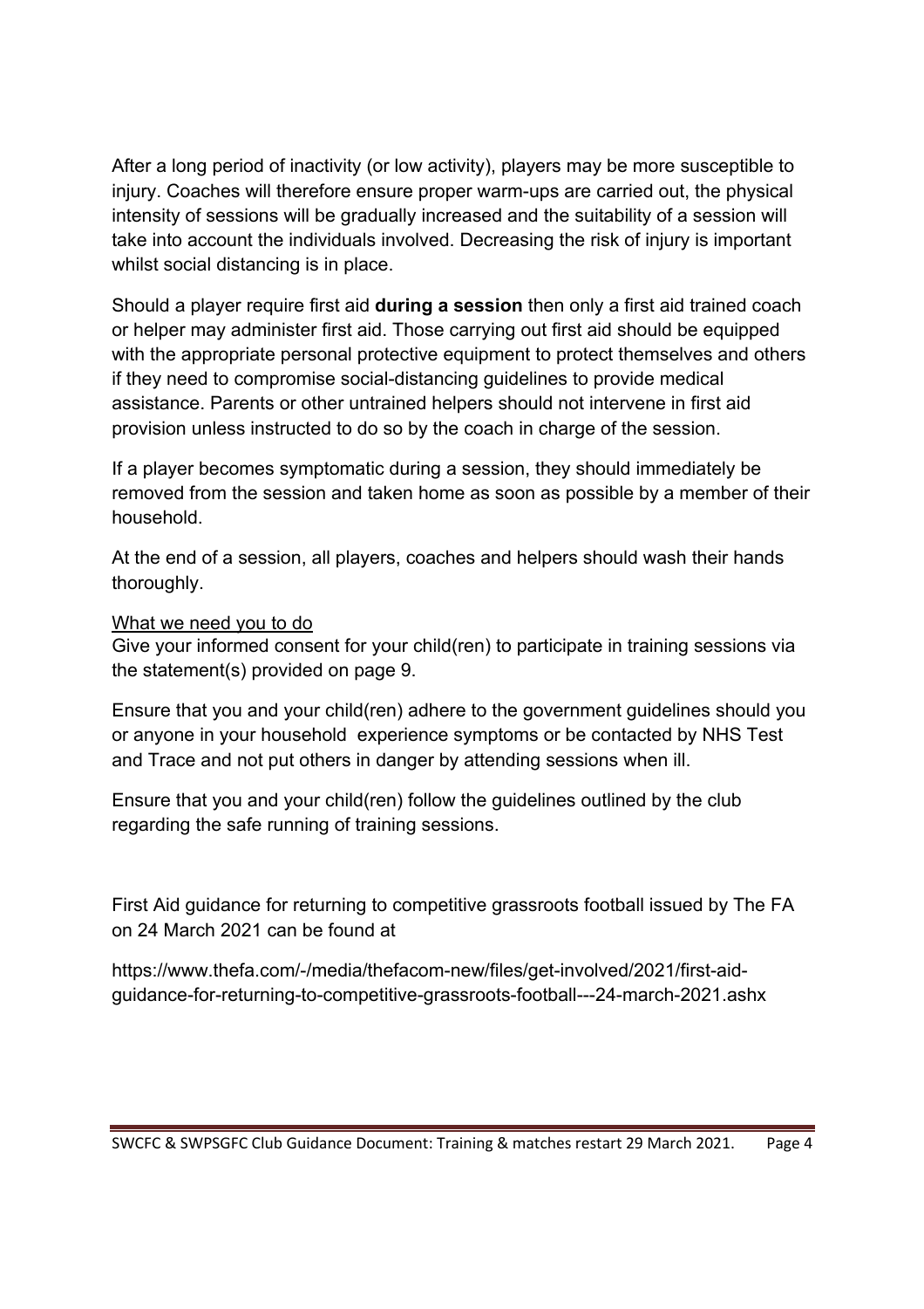After a long period of inactivity (or low activity), players may be more susceptible to injury. Coaches will therefore ensure proper warm-ups are carried out, the physical intensity of sessions will be gradually increased and the suitability of a session will take into account the individuals involved. Decreasing the risk of injury is important whilst social distancing is in place.

Should a player require first aid **during a session** then only a first aid trained coach or helper may administer first aid. Those carrying out first aid should be equipped with the appropriate personal protective equipment to protect themselves and others if they need to compromise social-distancing guidelines to provide medical assistance. Parents or other untrained helpers should not intervene in first aid provision unless instructed to do so by the coach in charge of the session.

If a player becomes symptomatic during a session, they should immediately be removed from the session and taken home as soon as possible by a member of their household.

At the end of a session, all players, coaches and helpers should wash their hands thoroughly.

<u>What we need you to do</u>

Give your informed consent for your child(ren) to participate in training sessions via the statement(s) provided on page 9.

Ensure that you and your child(ren) adhere to the government guidelines should you or anyone in your household experience symptoms or be contacted by NHS Test and Trace and not put others in danger by attending sessions when ill.

Ensure that you and your child(ren) follow the guidelines outlined by the club regarding the safe running of training sessions.

First Aid guidance for returning to competitive grassroots football issued by The FA on 24 March 2021 can be found at

https://www.thefa.com/-/media/thefacom-new/files/get-involved/2021/first-aid-guidance-for-returning-to-competitive-grassroots-football---24-march-2021.ashx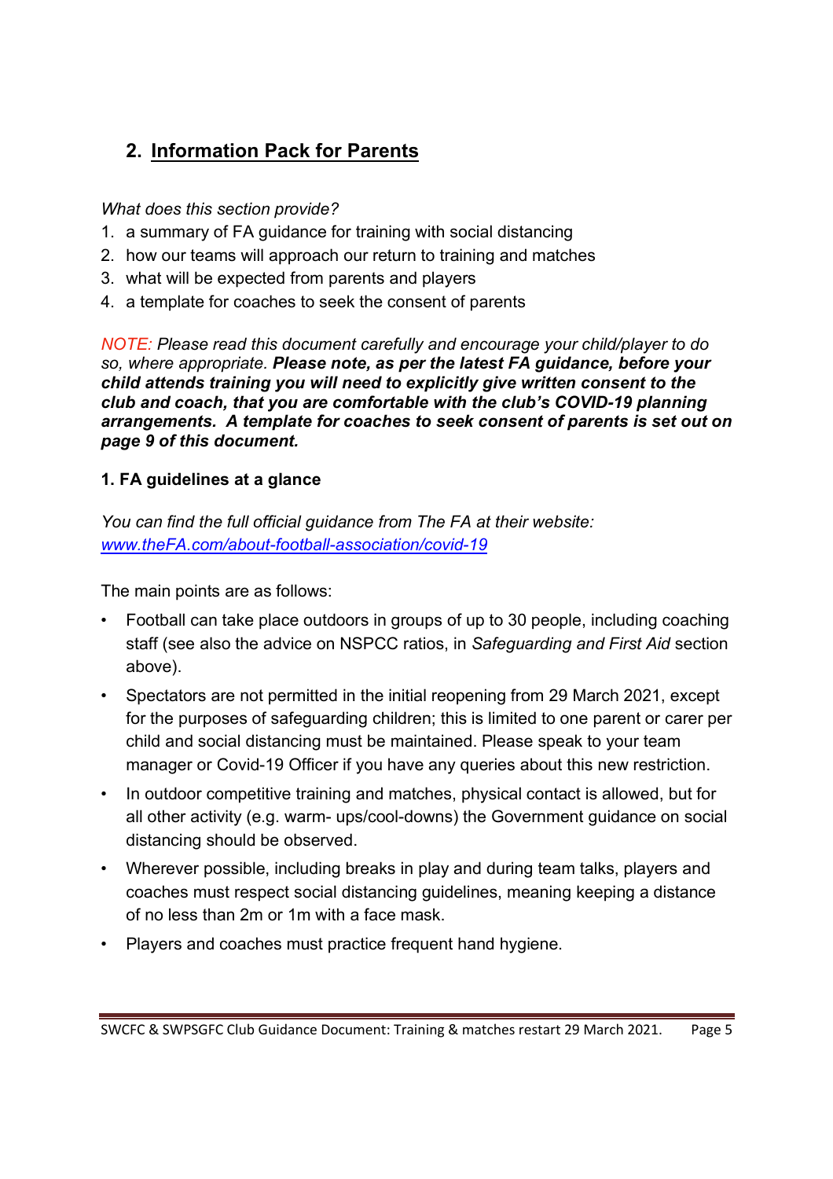## 2. Information Pack for Parents

*What does this section provide?*

1. a summary of FA guidance for training with social distancing
2. how our teams will approach our return to training and matches
3. what will be expected from parents and players
4. a template for coaches to seek the consent of parents

*NOTE: Please read this document carefully and encourage your child/player to do so, where appropriate.* ***Please note, as per the latest FA guidance, before your child attends training you will need to explicitly give written consent to the club and coach, that you are comfortable with the club's COVID-19 planning arrangements. A template for coaches to seek consent of parents is set out on page 9 of this document.***

### 1. FA guidelines at a glance

*You can find the full official guidance from The FA at their website: [www.theFA.com/about-football-association/covid-19](www.theFA.com/about-football-association/covid-19)*

The main points are as follows:

- Football can take place outdoors in groups of up to 30 people, including coaching staff (see also the advice on NSPCC ratios, in *Safeguarding and First Aid* section above).
- Spectators are not permitted in the initial reopening from 29 March 2021, except for the purposes of safeguarding children; this is limited to one parent or carer per child and social distancing must be maintained. Please speak to your team manager or Covid-19 Officer if you have any queries about this new restriction.
- In outdoor competitive training and matches, physical contact is allowed, but for all other activity (e.g. warm- ups/cool-downs) the Government guidance on social distancing should be observed.
- Wherever possible, including breaks in play and during team talks, players and coaches must respect social distancing guidelines, meaning keeping a distance of no less than 2m or 1m with a face mask.
- Players and coaches must practice frequent hand hygiene.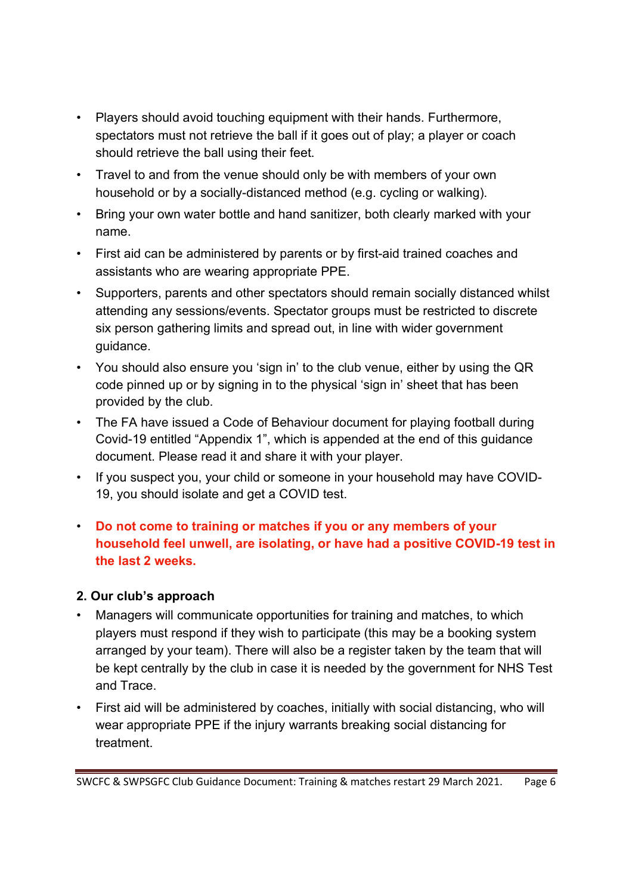- Players should avoid touching equipment with their hands. Furthermore, spectators must not retrieve the ball if it goes out of play; a player or coach should retrieve the ball using their feet.
- Travel to and from the venue should only be with members of your own household or by a socially-distanced method (e.g. cycling or walking).
- Bring your own water bottle and hand sanitizer, both clearly marked with your name.
- First aid can be administered by parents or by first-aid trained coaches and assistants who are wearing appropriate PPE.
- Supporters, parents and other spectators should remain socially distanced whilst attending any sessions/events. Spectator groups must be restricted to discrete six person gathering limits and spread out, in line with wider government guidance.
- You should also ensure you 'sign in' to the club venue, either by using the QR code pinned up or by signing in to the physical 'sign in' sheet that has been provided by the club.
- The FA have issued a Code of Behaviour document for playing football during Covid-19 entitled "Appendix 1", which is appended at the end of this guidance document. Please read it and share it with your player.
- If you suspect you, your child or someone in your household may have COVID-19, you should isolate and get a COVID test.
- **Do not come to training or matches if you or any members of your household feel unwell, are isolating, or have had a positive COVID-19 test in the last 2 weeks.**

### 2. Our club's approach

- Managers will communicate opportunities for training and matches, to which players must respond if they wish to participate (this may be a booking system arranged by your team). There will also be a register taken by the team that will be kept centrally by the club in case it is needed by the government for NHS Test and Trace.
- First aid will be administered by coaches, initially with social distancing, who will wear appropriate PPE if the injury warrants breaking social distancing for treatment.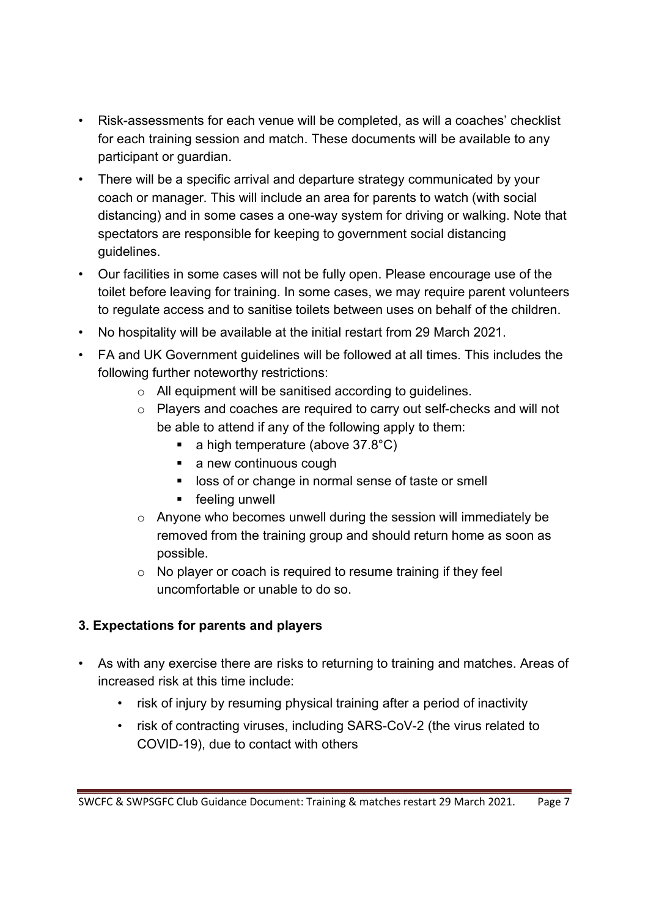- Risk-assessments for each venue will be completed, as will a coaches' checklist for each training session and match. These documents will be available to any participant or guardian.
- There will be a specific arrival and departure strategy communicated by your coach or manager. This will include an area for parents to watch (with social distancing) and in some cases a one-way system for driving or walking. Note that spectators are responsible for keeping to government social distancing guidelines.
- Our facilities in some cases will not be fully open. Please encourage use of the toilet before leaving for training. In some cases, we may require parent volunteers to regulate access and to sanitise toilets between uses on behalf of the children.
- No hospitality will be available at the initial restart from 29 March 2021.
- FA and UK Government guidelines will be followed at all times. This includes the following further noteworthy restrictions:
    - All equipment will be sanitised according to guidelines.
    - Players and coaches are required to carry out self-checks and will not be able to attend if any of the following apply to them:
        - a high temperature (above 37.8°C)
        - a new continuous cough
        - loss of or change in normal sense of taste or smell
        - feeling unwell
    - Anyone who becomes unwell during the session will immediately be removed from the training group and should return home as soon as possible.
    - No player or coach is required to resume training if they feel uncomfortable or unable to do so.

### 3. Expectations for parents and players

- As with any exercise there are risks to returning to training and matches. Areas of increased risk at this time include:
    - risk of injury by resuming physical training after a period of inactivity
    - risk of contracting viruses, including SARS-CoV-2 (the virus related to COVID-19), due to contact with others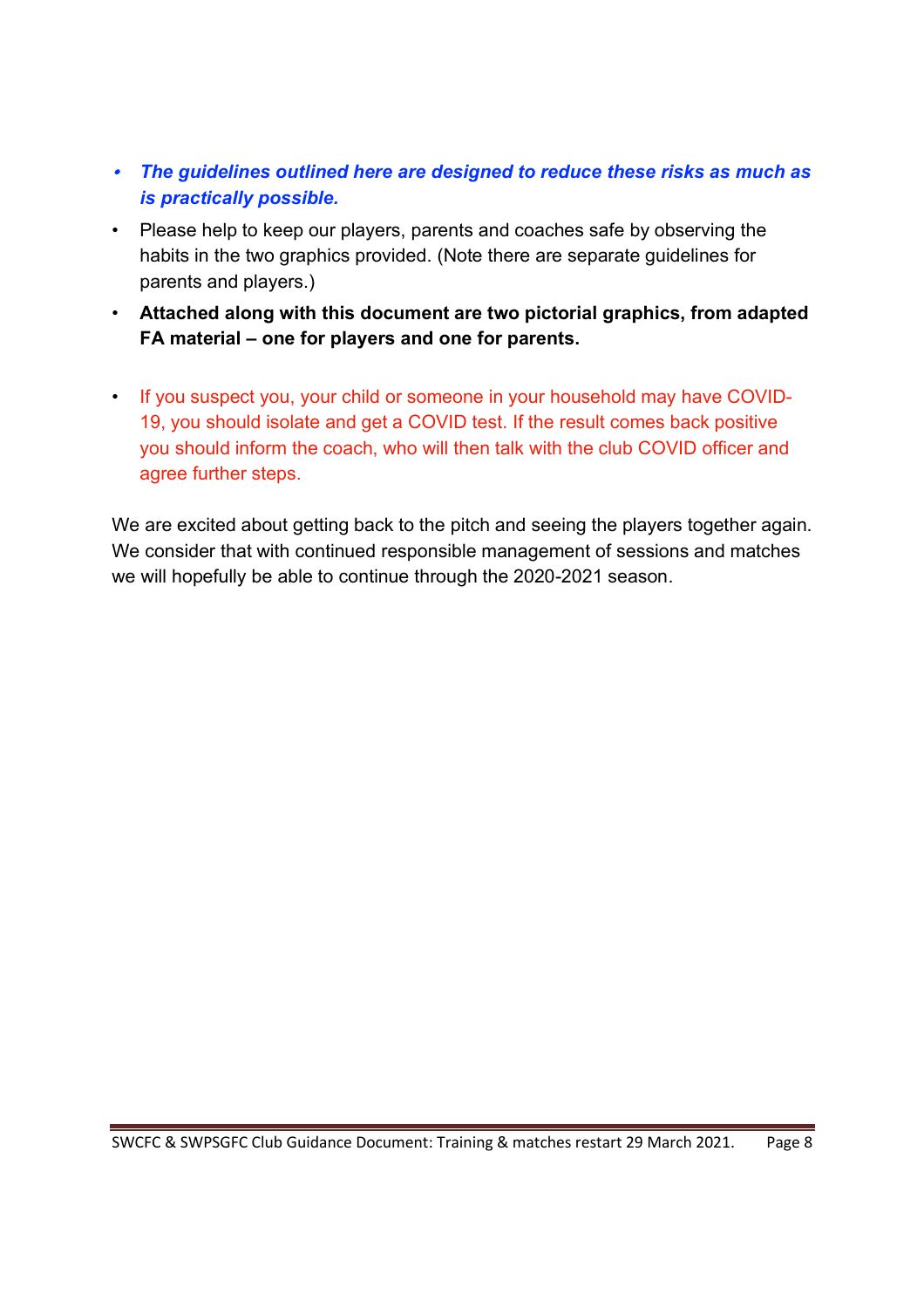- ***The guidelines outlined here are designed to reduce these risks as much as is practically possible.***
- Please help to keep our players, parents and coaches safe by observing the habits in the two graphics provided. (Note there are separate guidelines for parents and players.)
- **Attached along with this document are two pictorial graphics, from adapted FA material – one for players and one for parents.**
- If you suspect you, your child or someone in your household may have COVID-19, you should isolate and get a COVID test. If the result comes back positive you should inform the coach, who will then talk with the club COVID officer and agree further steps.

We are excited about getting back to the pitch and seeing the players together again. We consider that with continued responsible management of sessions and matches we will hopefully be able to continue through the 2020-2021 season.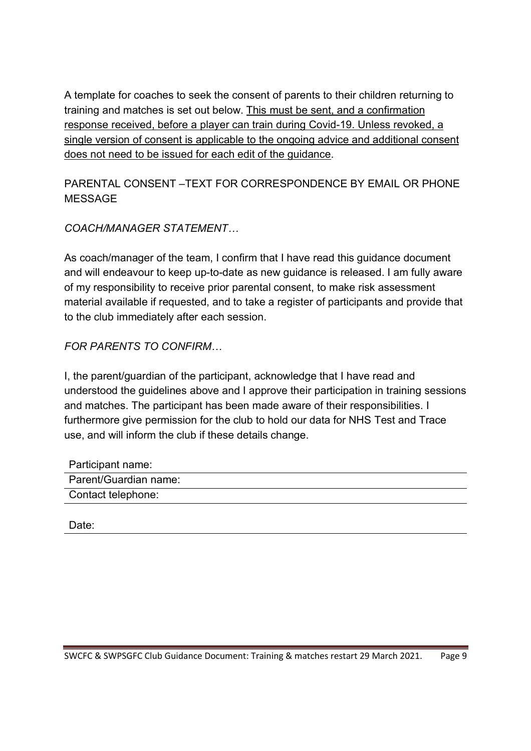A template for coaches to seek the consent of parents to their children returning to training and matches is set out below. <u>This must be sent, and a confirmation response received, before a player can train during Covid-19. Unless revoked, a single version of consent is applicable to the ongoing advice and additional consent does not need to be issued for each edit of the guidance</u>.

PARENTAL CONSENT –TEXT FOR CORRESPONDENCE BY EMAIL OR PHONE MESSAGE

*COACH/MANAGER STATEMENT…*

As coach/manager of the team, I confirm that I have read this guidance document and will endeavour to keep up-to-date as new guidance is released. I am fully aware of my responsibility to receive prior parental consent, to make risk assessment material available if requested, and to take a register of participants and provide that to the club immediately after each session.

*FOR PARENTS TO CONFIRM…*

I, the parent/guardian of the participant, acknowledge that I have read and understood the guidelines above and I approve their participation in training sessions and matches. The participant has been made aware of their responsibilities. I furthermore give permission for the club to hold our data for NHS Test and Trace use, and will inform the club if these details change.

Participant name: \_\_\_\_\_\_\_\_\_\_\_\_\_\_\_\_\_\_\_\_\_\_\_\_\_\_\_\_\_\_

Parent/Guardian name: \_\_\_\_\_\_\_\_\_\_\_\_\_\_\_\_\_\_\_\_\_\_\_\_\_\_\_\_\_\_

Contact telephone: \_\_\_\_\_\_\_\_\_\_\_\_\_\_\_\_\_\_\_\_\_\_\_\_\_\_\_\_\_\_

Date: \_\_\_\_\_\_\_\_\_\_\_\_\_\_\_\_\_\_\_\_\_\_\_\_\_\_\_\_\_\_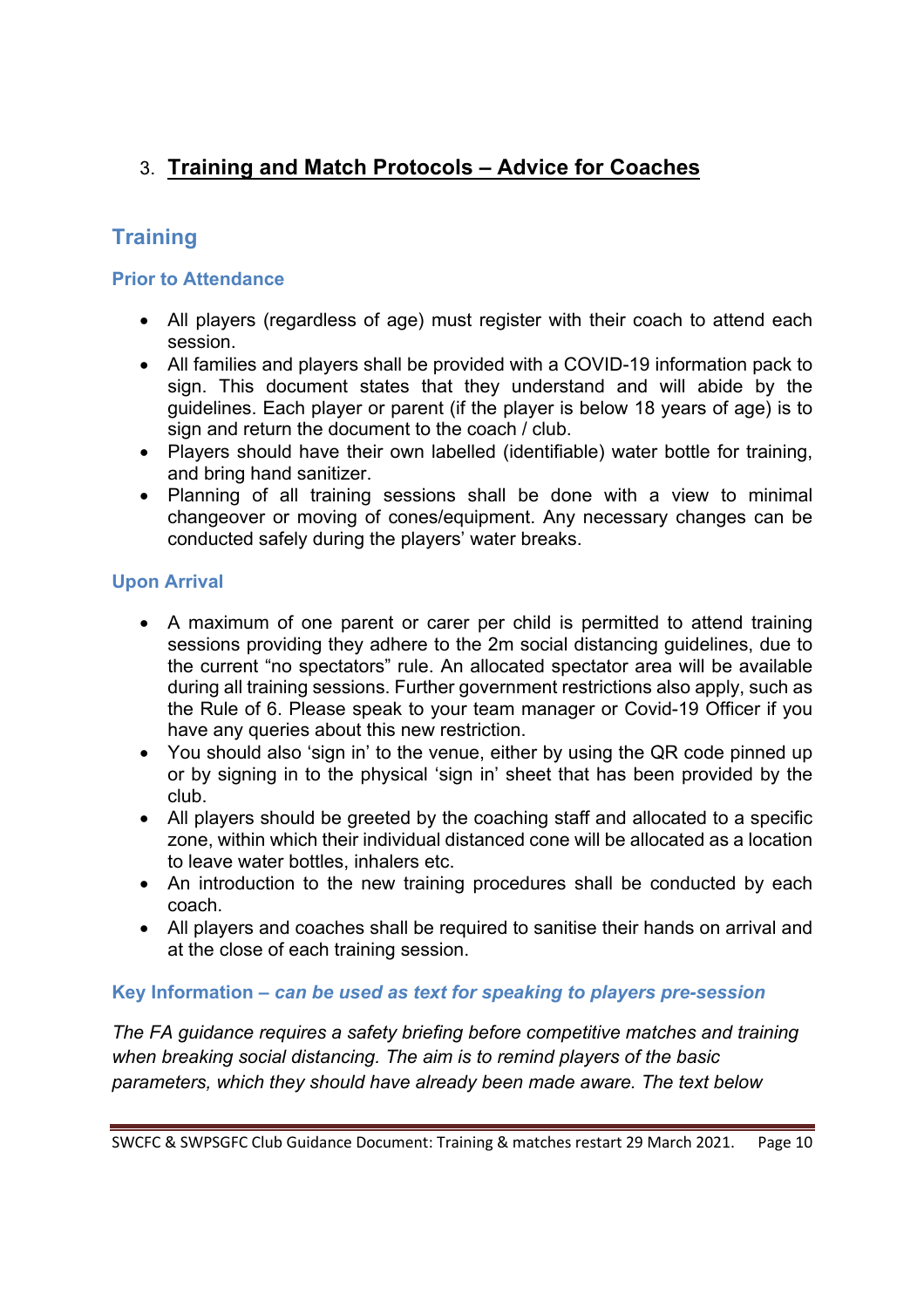## 3. <u>**Training and Match Protocols – Advice for Coaches**</u>

### Training

#### Prior to Attendance

- All players (regardless of age) must register with their coach to attend each session.
- All families and players shall be provided with a COVID-19 information pack to sign. This document states that they understand and will abide by the guidelines. Each player or parent (if the player is below 18 years of age) is to sign and return the document to the coach / club.
- Players should have their own labelled (identifiable) water bottle for training, and bring hand sanitizer.
- Planning of all training sessions shall be done with a view to minimal changeover or moving of cones/equipment. Any necessary changes can be conducted safely during the players' water breaks.

#### Upon Arrival

- A maximum of one parent or carer per child is permitted to attend training sessions providing they adhere to the 2m social distancing guidelines, due to the current "no spectators" rule. An allocated spectator area will be available during all training sessions. Further government restrictions also apply, such as the Rule of 6. Please speak to your team manager or Covid-19 Officer if you have any queries about this new restriction.
- You should also 'sign in' to the venue, either by using the QR code pinned up or by signing in to the physical 'sign in' sheet that has been provided by the club.
- All players should be greeted by the coaching staff and allocated to a specific zone, within which their individual distanced cone will be allocated as a location to leave water bottles, inhalers etc.
- An introduction to the new training procedures shall be conducted by each coach.
- All players and coaches shall be required to sanitise their hands on arrival and at the close of each training session.

#### Key Information – *can be used as text for speaking to players pre-session*

*The FA guidance requires a safety briefing before competitive matches and training when breaking social distancing. The aim is to remind players of the basic parameters, which they should have already been made aware. The text below*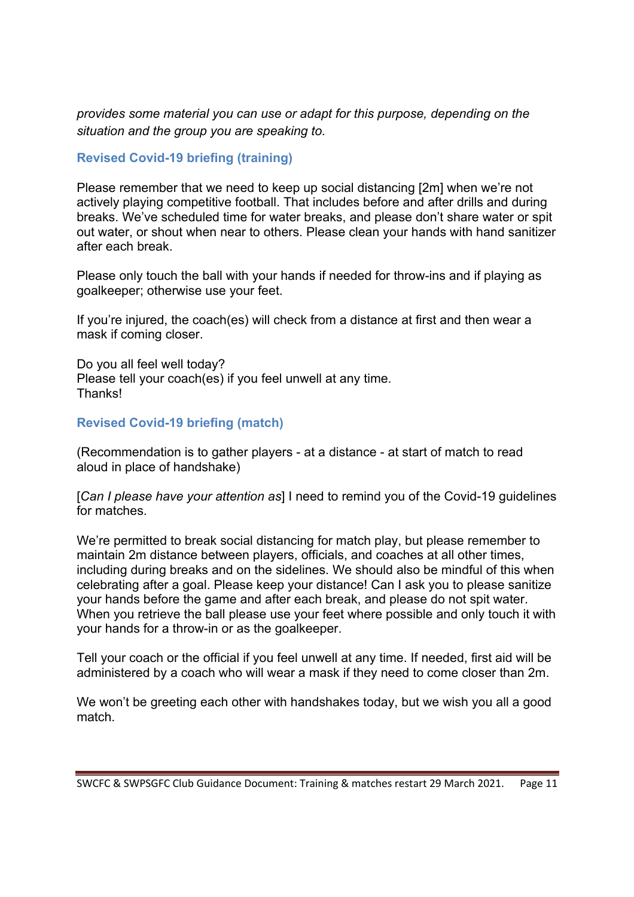*provides some material you can use or adapt for this purpose, depending on the situation and the group you are speaking to.*

### Revised Covid-19 briefing (training)

Please remember that we need to keep up social distancing [2m] when we're not actively playing competitive football. That includes before and after drills and during breaks. We've scheduled time for water breaks, and please don't share water or spit out water, or shout when near to others. Please clean your hands with hand sanitizer after each break.

Please only touch the ball with your hands if needed for throw-ins and if playing as goalkeeper; otherwise use your feet.

If you're injured, the coach(es) will check from a distance at first and then wear a mask if coming closer.

Do you all feel well today?
Please tell your coach(es) if you feel unwell at any time.
Thanks!

### Revised Covid-19 briefing (match)

(Recommendation is to gather players - at a distance - at start of match to read aloud in place of handshake)

[*Can I please have your attention as*] I need to remind you of the Covid-19 guidelines for matches.

We're permitted to break social distancing for match play, but please remember to maintain 2m distance between players, officials, and coaches at all other times, including during breaks and on the sidelines. We should also be mindful of this when celebrating after a goal. Please keep your distance! Can I ask you to please sanitize your hands before the game and after each break, and please do not spit water. When you retrieve the ball please use your feet where possible and only touch it with your hands for a throw-in or as the goalkeeper.

Tell your coach or the official if you feel unwell at any time. If needed, first aid will be administered by a coach who will wear a mask if they need to come closer than 2m.

We won't be greeting each other with handshakes today, but we wish you all a good match.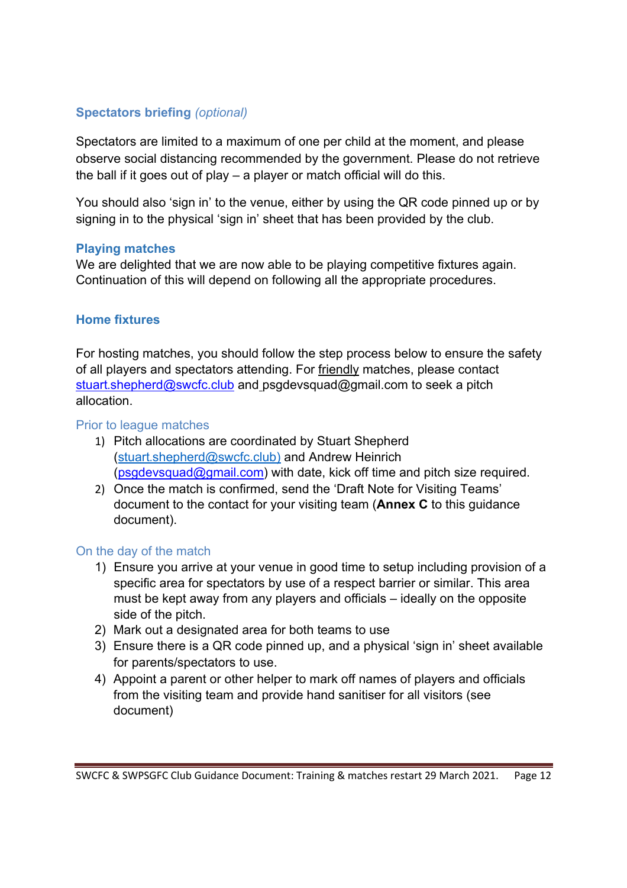### Spectators briefing *(optional)*

Spectators are limited to a maximum of one per child at the moment, and please observe social distancing recommended by the government. Please do not retrieve the ball if it goes out of play – a player or match official will do this.

You should also 'sign in' to the venue, either by using the QR code pinned up or by signing in to the physical 'sign in' sheet that has been provided by the club.

### Playing matches

We are delighted that we are now able to be playing competitive fixtures again. Continuation of this will depend on following all the appropriate procedures.

### Home fixtures

For hosting matches, you should follow the step process below to ensure the safety of all players and spectators attending. For friendly matches, please contact stuart.shepherd@swcfc.club and psgdevsquad@gmail.com to seek a pitch allocation.

#### Prior to league matches

1) Pitch allocations are coordinated by Stuart Shepherd (stuart.shepherd@swcfc.club) and Andrew Heinrich (psgdevsquad@gmail.com) with date, kick off time and pitch size required.
2) Once the match is confirmed, send the 'Draft Note for Visiting Teams' document to the contact for your visiting team (**Annex C** to this guidance document).

#### On the day of the match

1) Ensure you arrive at your venue in good time to setup including provision of a specific area for spectators by use of a respect barrier or similar. This area must be kept away from any players and officials – ideally on the opposite side of the pitch.
2) Mark out a designated area for both teams to use
3) Ensure there is a QR code pinned up, and a physical 'sign in' sheet available for parents/spectators to use.
4) Appoint a parent or other helper to mark off names of players and officials from the visiting team and provide hand sanitiser for all visitors (see document)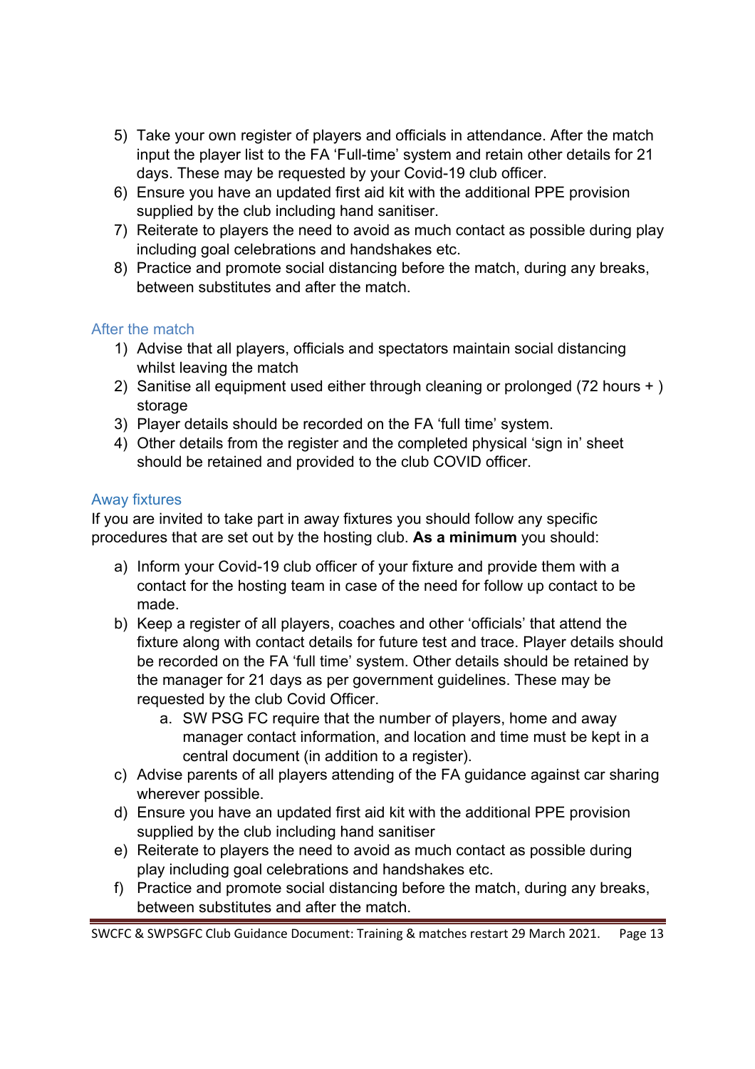5) Take your own register of players and officials in attendance. After the match input the player list to the FA 'Full-time' system and retain other details for 21 days. These may be requested by your Covid-19 club officer.
6) Ensure you have an updated first aid kit with the additional PPE provision supplied by the club including hand sanitiser.
7) Reiterate to players the need to avoid as much contact as possible during play including goal celebrations and handshakes etc.
8) Practice and promote social distancing before the match, during any breaks, between substitutes and after the match.

### After the match

1) Advise that all players, officials and spectators maintain social distancing whilst leaving the match
2) Sanitise all equipment used either through cleaning or prolonged (72 hours + ) storage
3) Player details should be recorded on the FA 'full time' system.
4) Other details from the register and the completed physical 'sign in' sheet should be retained and provided to the club COVID officer.

### Away fixtures

If you are invited to take part in away fixtures you should follow any specific procedures that are set out by the hosting club. **As a minimum** you should:

a) Inform your Covid-19 club officer of your fixture and provide them with a contact for the hosting team in case of the need for follow up contact to be made.
b) Keep a register of all players, coaches and other 'officials' that attend the fixture along with contact details for future test and trace. Player details should be recorded on the FA 'full time' system. Other details should be retained by the manager for 21 days as per government guidelines. These may be requested by the club Covid Officer.
    a. SW PSG FC require that the number of players, home and away manager contact information, and location and time must be kept in a central document (in addition to a register).
c) Advise parents of all players attending of the FA guidance against car sharing wherever possible.
d) Ensure you have an updated first aid kit with the additional PPE provision supplied by the club including hand sanitiser
e) Reiterate to players the need to avoid as much contact as possible during play including goal celebrations and handshakes etc.
f) Practice and promote social distancing before the match, during any breaks, between substitutes and after the match.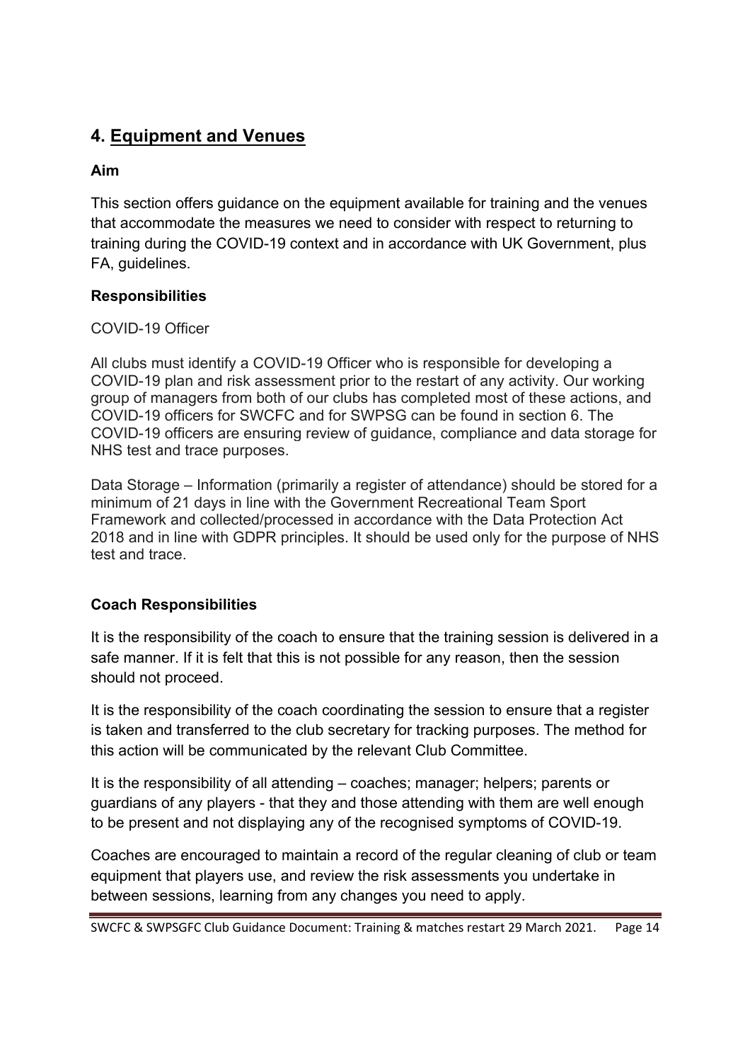## 4. Equipment and Venues

### Aim

This section offers guidance on the equipment available for training and the venues that accommodate the measures we need to consider with respect to returning to training during the COVID-19 context and in accordance with UK Government, plus FA, guidelines.

### Responsibilities

COVID-19 Officer

All clubs must identify a COVID-19 Officer who is responsible for developing a COVID-19 plan and risk assessment prior to the restart of any activity. Our working group of managers from both of our clubs has completed most of these actions, and COVID-19 officers for SWCFC and for SWPSG can be found in section 6. The COVID-19 officers are ensuring review of guidance, compliance and data storage for NHS test and trace purposes.

Data Storage – Information (primarily a register of attendance) should be stored for a minimum of 21 days in line with the Government Recreational Team Sport Framework and collected/processed in accordance with the Data Protection Act 2018 and in line with GDPR principles. It should be used only for the purpose of NHS test and trace.

### Coach Responsibilities

It is the responsibility of the coach to ensure that the training session is delivered in a safe manner. If it is felt that this is not possible for any reason, then the session should not proceed.

It is the responsibility of the coach coordinating the session to ensure that a register is taken and transferred to the club secretary for tracking purposes. The method for this action will be communicated by the relevant Club Committee.

It is the responsibility of all attending – coaches; manager; helpers; parents or guardians of any players - that they and those attending with them are well enough to be present and not displaying any of the recognised symptoms of COVID-19.

Coaches are encouraged to maintain a record of the regular cleaning of club or team equipment that players use, and review the risk assessments you undertake in between sessions, learning from any changes you need to apply.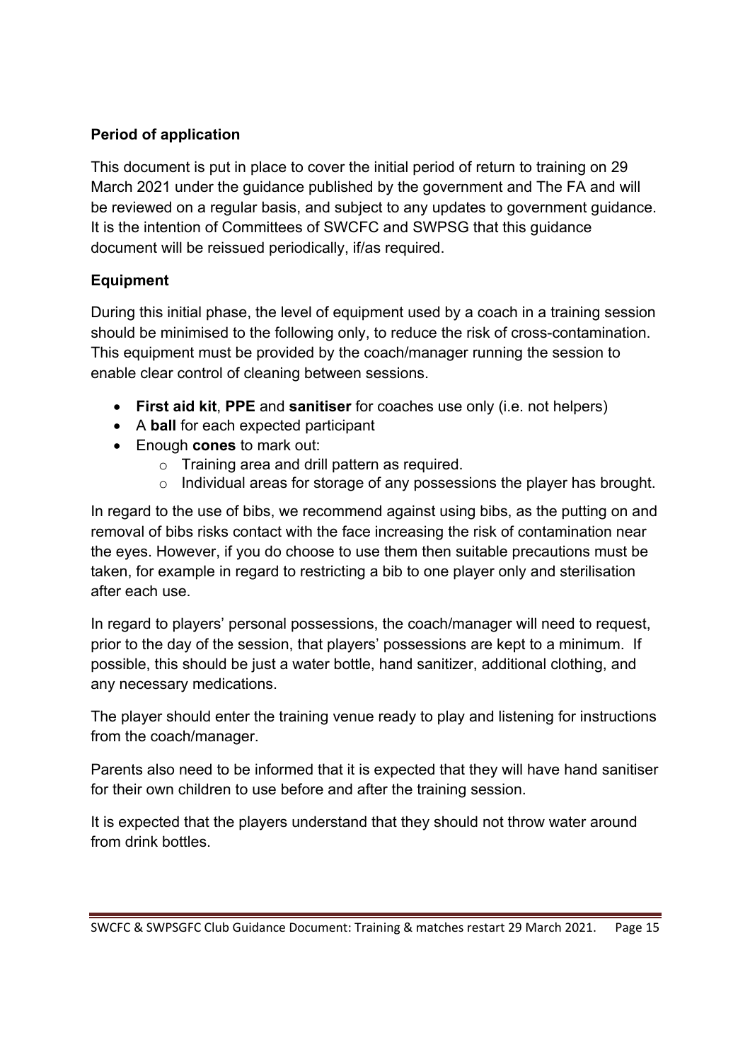**Period of application**

This document is put in place to cover the initial period of return to training on 29 March 2021 under the guidance published by the government and The FA and will be reviewed on a regular basis, and subject to any updates to government guidance. It is the intention of Committees of SWCFC and SWPSG that this guidance document will be reissued periodically, if/as required.

**Equipment**

During this initial phase, the level of equipment used by a coach in a training session should be minimised to the following only, to reduce the risk of cross-contamination. This equipment must be provided by the coach/manager running the session to enable clear control of cleaning between sessions.

- **First aid kit**, **PPE** and **sanitiser** for coaches use only (i.e. not helpers)
- A **ball** for each expected participant
- Enough **cones** to mark out:
  - Training area and drill pattern as required.
  - Individual areas for storage of any possessions the player has brought.

In regard to the use of bibs, we recommend against using bibs, as the putting on and removal of bibs risks contact with the face increasing the risk of contamination near the eyes. However, if you do choose to use them then suitable precautions must be taken, for example in regard to restricting a bib to one player only and sterilisation after each use.

In regard to players' personal possessions, the coach/manager will need to request, prior to the day of the session, that players' possessions are kept to a minimum. If possible, this should be just a water bottle, hand sanitizer, additional clothing, and any necessary medications.

The player should enter the training venue ready to play and listening for instructions from the coach/manager.

Parents also need to be informed that it is expected that they will have hand sanitiser for their own children to use before and after the training session.

It is expected that the players understand that they should not throw water around from drink bottles.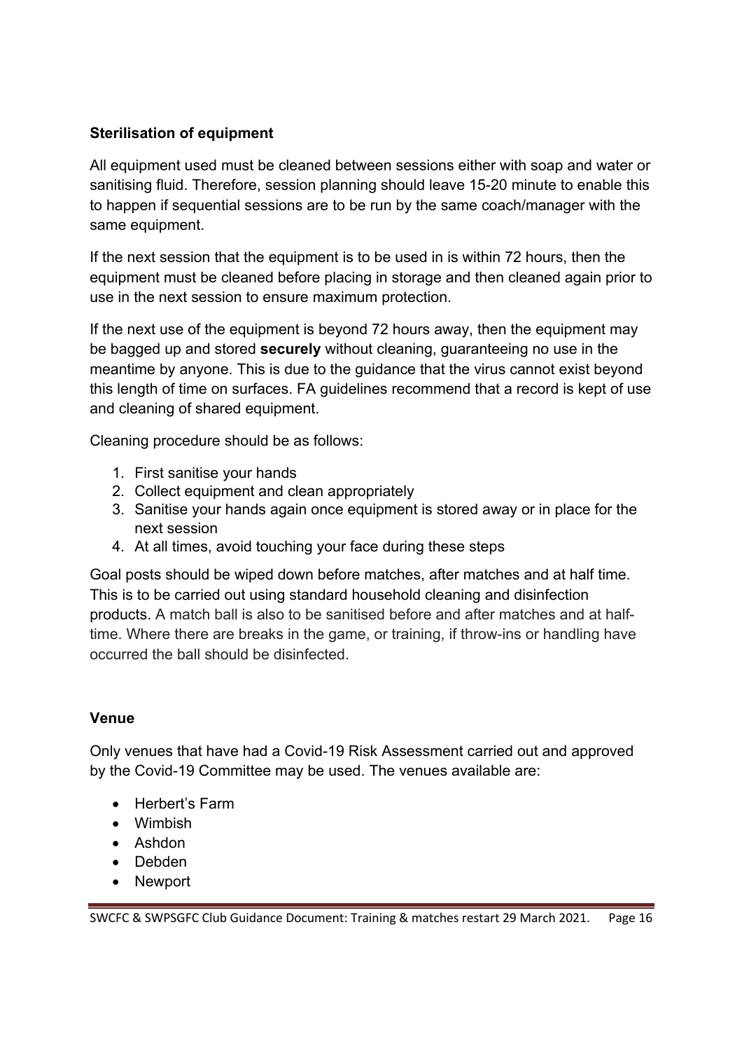**Sterilisation of equipment**

All equipment used must be cleaned between sessions either with soap and water or sanitising fluid. Therefore, session planning should leave 15-20 minute to enable this to happen if sequential sessions are to be run by the same coach/manager with the same equipment.

If the next session that the equipment is to be used in is within 72 hours, then the equipment must be cleaned before placing in storage and then cleaned again prior to use in the next session to ensure maximum protection.

If the next use of the equipment is beyond 72 hours away, then the equipment may be bagged up and stored **securely** without cleaning, guaranteeing no use in the meantime by anyone. This is due to the guidance that the virus cannot exist beyond this length of time on surfaces. FA guidelines recommend that a record is kept of use and cleaning of shared equipment.

Cleaning procedure should be as follows:

1. First sanitise your hands
2. Collect equipment and clean appropriately
3. Sanitise your hands again once equipment is stored away or in place for the next session
4. At all times, avoid touching your face during these steps

Goal posts should be wiped down before matches, after matches and at half time. This is to be carried out using standard household cleaning and disinfection products. A match ball is also to be sanitised before and after matches and at half-time. Where there are breaks in the game, or training, if throw-ins or handling have occurred the ball should be disinfected.

**Venue**

Only venues that have had a Covid-19 Risk Assessment carried out and approved by the Covid-19 Committee may be used. The venues available are:

- Herbert's Farm
- Wimbish
- Ashdon
- Debden
- Newport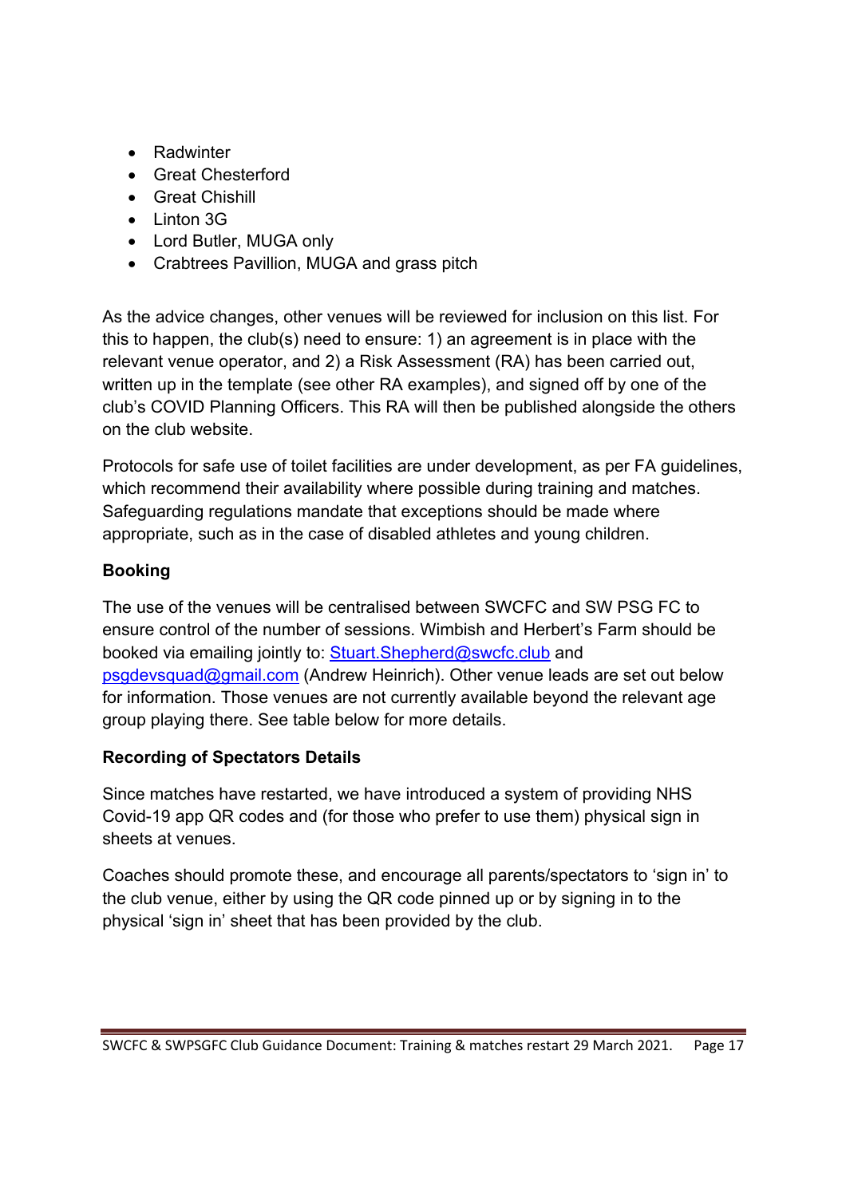- Radwinter
- Great Chesterford
- Great Chishill
- Linton 3G
- Lord Butler, MUGA only
- Crabtrees Pavillion, MUGA and grass pitch

As the advice changes, other venues will be reviewed for inclusion on this list. For this to happen, the club(s) need to ensure: 1) an agreement is in place with the relevant venue operator, and 2) a Risk Assessment (RA) has been carried out, written up in the template (see other RA examples), and signed off by one of the club's COVID Planning Officers. This RA will then be published alongside the others on the club website.

Protocols for safe use of toilet facilities are under development, as per FA guidelines, which recommend their availability where possible during training and matches. Safeguarding regulations mandate that exceptions should be made where appropriate, such as in the case of disabled athletes and young children.

**Booking**

The use of the venues will be centralised between SWCFC and SW PSG FC to ensure control of the number of sessions. Wimbish and Herbert's Farm should be booked via emailing jointly to: Stuart.Shepherd@swcfc.club and psgdevsquad@gmail.com (Andrew Heinrich). Other venue leads are set out below for information. Those venues are not currently available beyond the relevant age group playing there. See table below for more details.

**Recording of Spectators Details**

Since matches have restarted, we have introduced a system of providing NHS Covid-19 app QR codes and (for those who prefer to use them) physical sign in sheets at venues.

Coaches should promote these, and encourage all parents/spectators to 'sign in' to the club venue, either by using the QR code pinned up or by signing in to the physical 'sign in' sheet that has been provided by the club.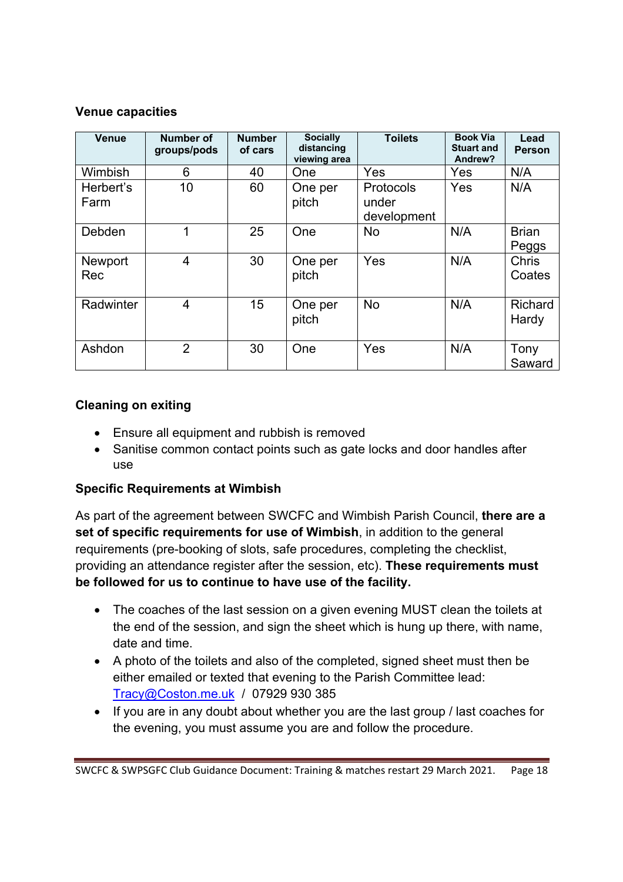**Venue capacities**

| Venue | Number of groups/pods | Number of cars | Socially distancing viewing area | Toilets | Book Via Stuart and Andrew? | Lead Person |
|---|---|---|---|---|---|---|
| Wimbish | 6 | 40 | One | Yes | Yes | N/A |
| Herbert's Farm | 10 | 60 | One per pitch | Protocols under development | Yes | N/A |
| Debden | 1 | 25 | One | No | N/A | Brian Peggs |
| Newport Rec | 4 | 30 | One per pitch | Yes | N/A | Chris Coates |
| Radwinter | 4 | 15 | One per pitch | No | N/A | Richard Hardy |
| Ashdon | 2 | 30 | One | Yes | N/A | Tony Saward |

**Cleaning on exiting**

- Ensure all equipment and rubbish is removed
- Sanitise common contact points such as gate locks and door handles after use

**Specific Requirements at Wimbish**

As part of the agreement between SWCFC and Wimbish Parish Council, **there are a set of specific requirements for use of Wimbish**, in addition to the general requirements (pre-booking of slots, safe procedures, completing the checklist, providing an attendance register after the session, etc). **These requirements must be followed for us to continue to have use of the facility.**

- The coaches of the last session on a given evening MUST clean the toilets at the end of the session, and sign the sheet which is hung up there, with name, date and time.
- A photo of the toilets and also of the completed, signed sheet must then be either emailed or texted that evening to the Parish Committee lead: Tracy@Coston.me.uk / 07929 930 385
- If you are in any doubt about whether you are the last group / last coaches for the evening, you must assume you are and follow the procedure.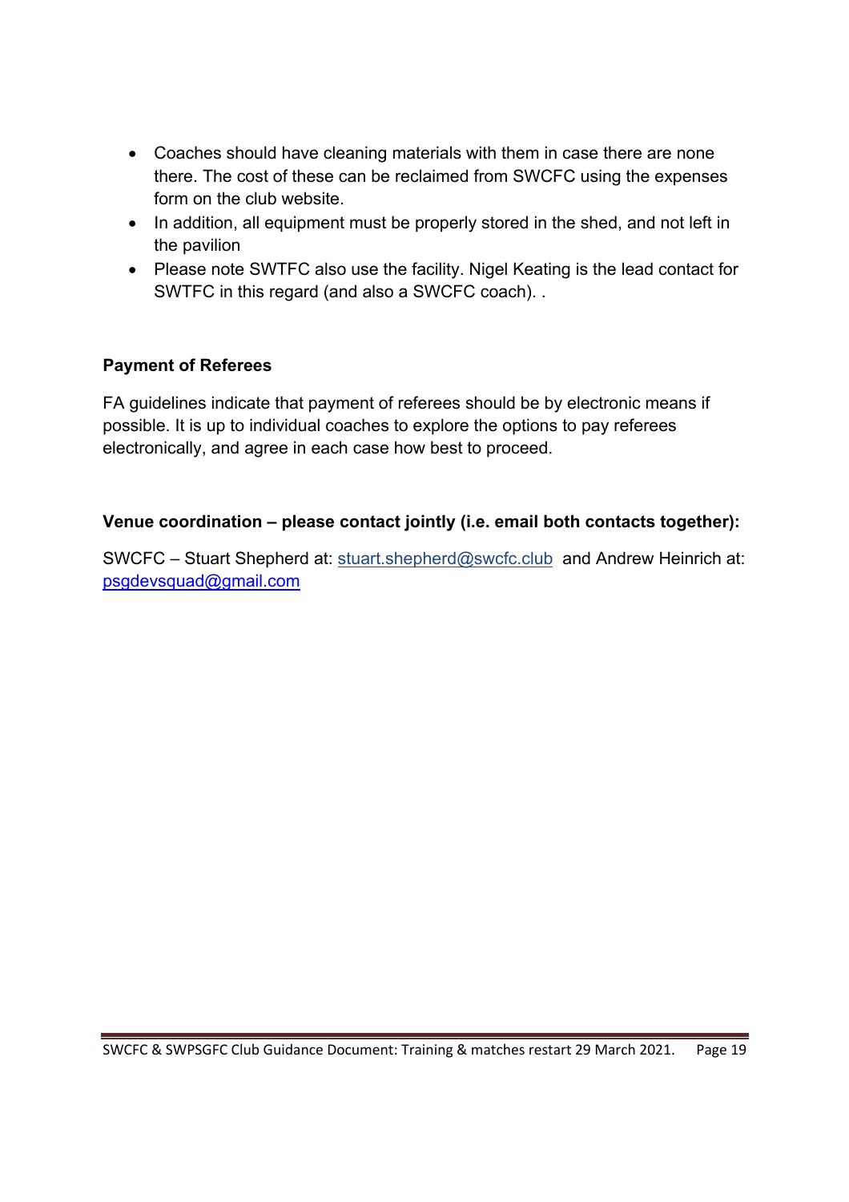- Coaches should have cleaning materials with them in case there are none there. The cost of these can be reclaimed from SWCFC using the expenses form on the club website.
- In addition, all equipment must be properly stored in the shed, and not left in the pavilion
- Please note SWTFC also use the facility. Nigel Keating is the lead contact for SWTFC in this regard (and also a SWCFC coach). .

**Payment of Referees**

FA guidelines indicate that payment of referees should be by electronic means if possible. It is up to individual coaches to explore the options to pay referees electronically, and agree in each case how best to proceed.

**Venue coordination – please contact jointly (i.e. email both contacts together):**

SWCFC – Stuart Shepherd at: stuart.shepherd@swcfc.club and Andrew Heinrich at: psgdevsquad@gmail.com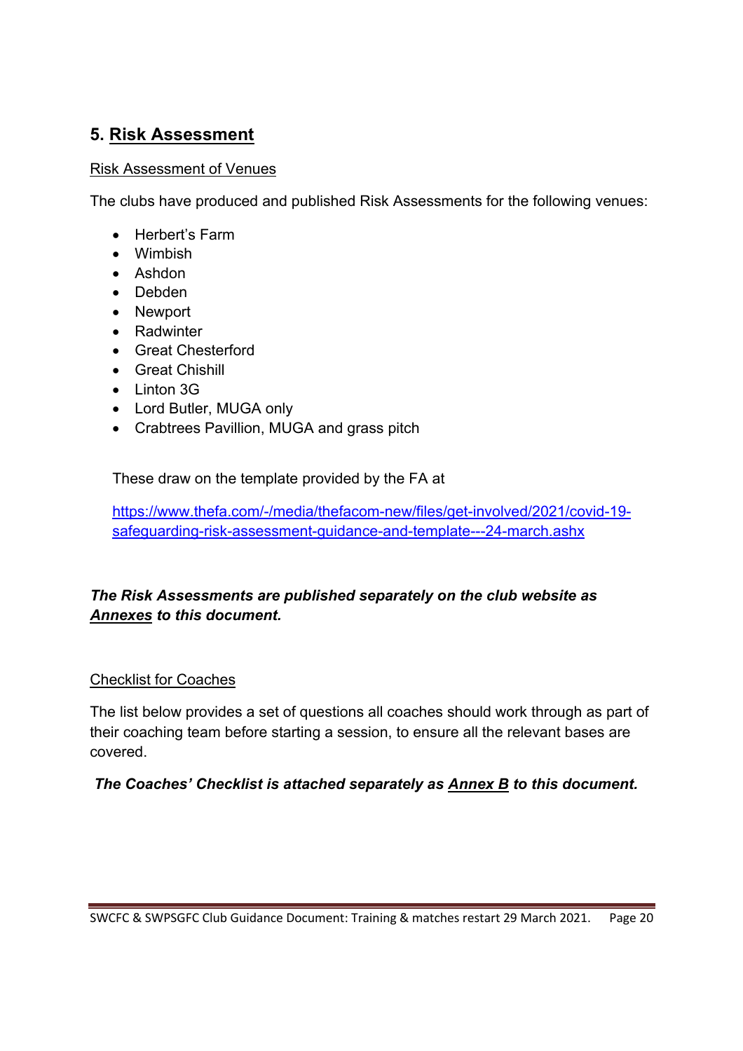## 5. Risk Assessment

Risk Assessment of Venues

The clubs have produced and published Risk Assessments for the following venues:

- Herbert's Farm
- Wimbish
- Ashdon
- Debden
- Newport
- Radwinter
- Great Chesterford
- Great Chishill
- Linton 3G
- Lord Butler, MUGA only
- Crabtrees Pavillion, MUGA and grass pitch

These draw on the template provided by the FA at

https://www.thefa.com/-/media/thefacom-new/files/get-involved/2021/covid-19-safeguarding-risk-assessment-guidance-and-template---24-march.ashx

***The Risk Assessments are published separately on the club website as Annexes to this document.***

Checklist for Coaches

The list below provides a set of questions all coaches should work through as part of their coaching team before starting a session, to ensure all the relevant bases are covered.

***The Coaches' Checklist is attached separately as Annex B to this document.***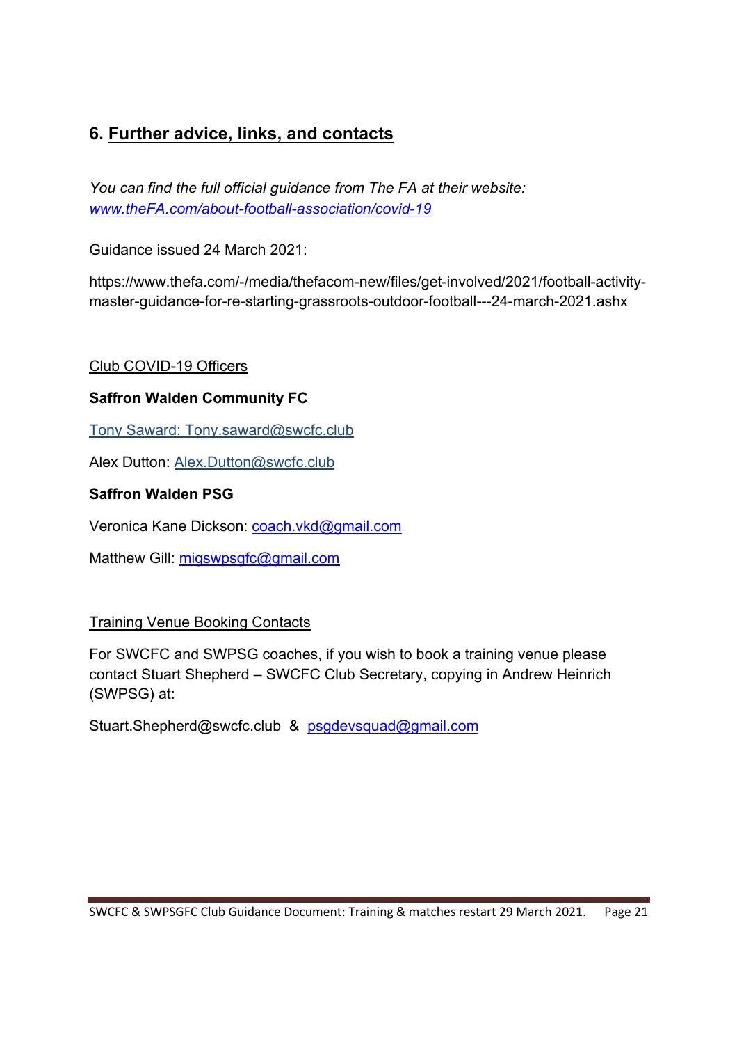## 6. Further advice, links, and contacts

*You can find the full official guidance from The FA at their website:* *www.theFA.com/about-football-association/covid-19*

Guidance issued 24 March 2021:

https://www.thefa.com/-/media/thefacom-new/files/get-involved/2021/football-activity-master-guidance-for-re-starting-grassroots-outdoor-football---24-march-2021.ashx

Club COVID-19 Officers

**Saffron Walden Community FC**

Tony Saward: Tony.saward@swcfc.club

Alex Dutton: Alex.Dutton@swcfc.club

**Saffron Walden PSG**

Veronica Kane Dickson: coach.vkd@gmail.com

Matthew Gill: migswpsgfc@gmail.com

Training Venue Booking Contacts

For SWCFC and SWPSG coaches, if you wish to book a training venue please contact Stuart Shepherd – SWCFC Club Secretary, copying in Andrew Heinrich (SWPSG) at:

Stuart.Shepherd@swcfc.club & psgdevsquad@gmail.com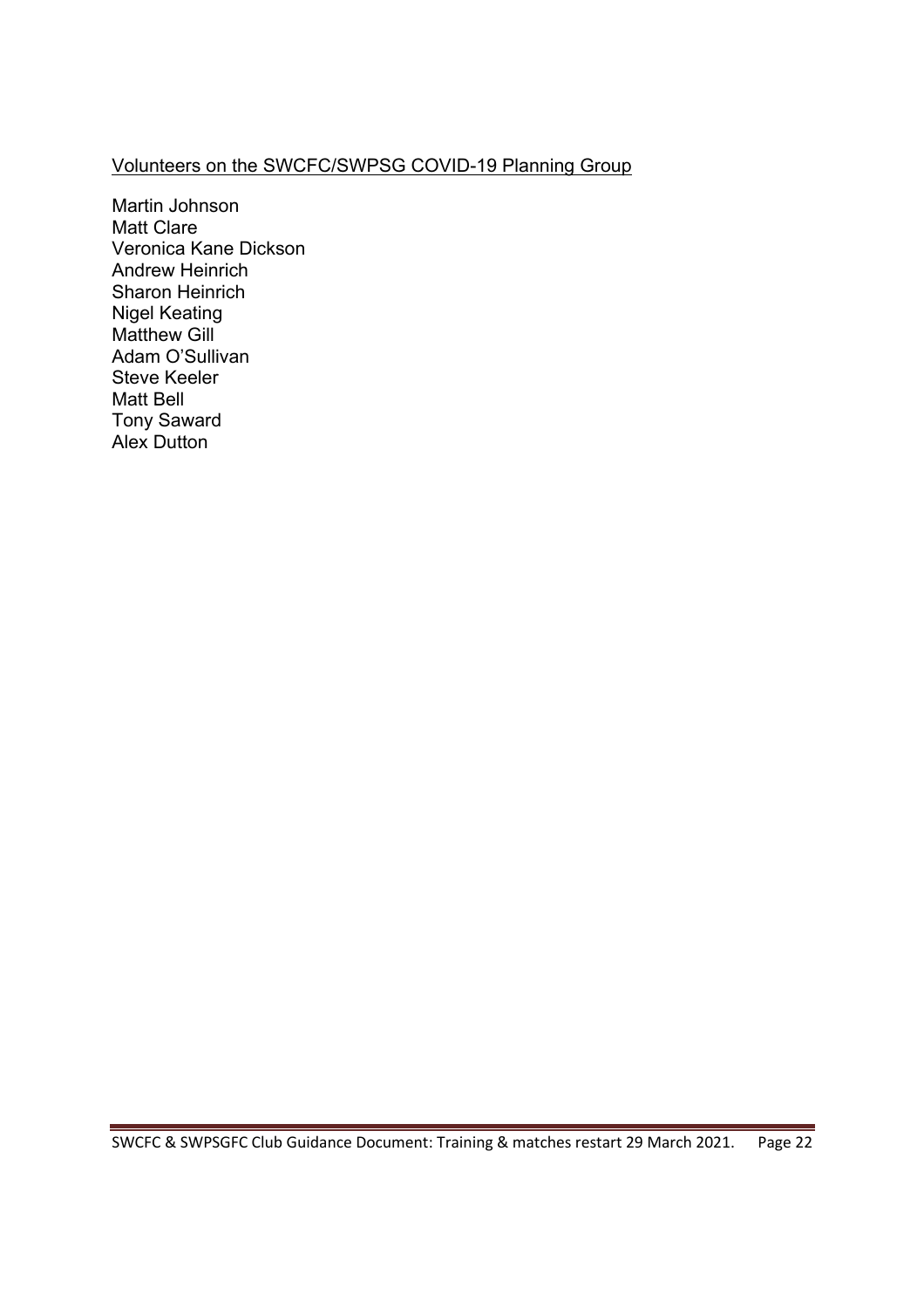Volunteers on the SWCFC/SWPSG COVID-19 Planning Group

Martin Johnson
Matt Clare
Veronica Kane Dickson
Andrew Heinrich
Sharon Heinrich
Nigel Keating
Matthew Gill
Adam O'Sullivan
Steve Keeler
Matt Bell
Tony Saward
Alex Dutton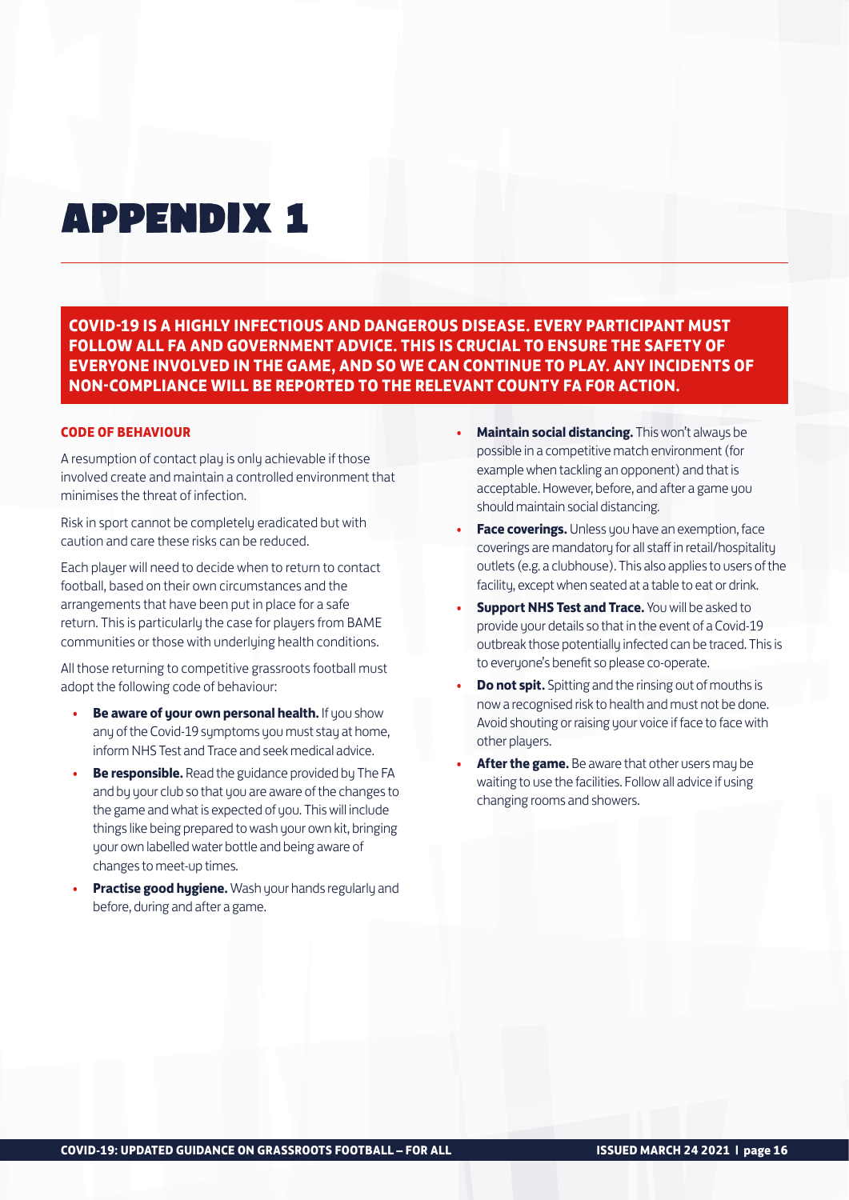# APPENDIX 1

**COVID-19 IS A HIGHLY INFECTIOUS AND DANGEROUS DISEASE. EVERY PARTICIPANT MUST FOLLOW ALL FA AND GOVERNMENT ADVICE. THIS IS CRUCIAL TO ENSURE THE SAFETY OF EVERYONE INVOLVED IN THE GAME, AND SO WE CAN CONTINUE TO PLAY. ANY INCIDENTS OF NON-COMPLIANCE WILL BE REPORTED TO THE RELEVANT COUNTY FA FOR ACTION.**

### CODE OF BEHAVIOUR

A resumption of contact play is only achievable if those involved create and maintain a controlled environment that minimises the threat of infection.

Risk in sport cannot be completely eradicated but with caution and care these risks can be reduced.

Each player will need to decide when to return to contact football, based on their own circumstances and the arrangements that have been put in place for a safe return. This is particularly the case for players from BAME communities or those with underlying health conditions.

All those returning to competitive grassroots football must adopt the following code of behaviour:

- **Be aware of your own personal health.** If you show any of the Covid-19 symptoms you must stay at home, inform NHS Test and Trace and seek medical advice.
- **Be responsible.** Read the guidance provided by The FA and by your club so that you are aware of the changes to the game and what is expected of you. This will include things like being prepared to wash your own kit, bringing your own labelled water bottle and being aware of changes to meet-up times.
- **Practise good hygiene.** Wash your hands regularly and before, during and after a game.
- **Maintain social distancing.** This won't always be possible in a competitive match environment (for example when tackling an opponent) and that is acceptable. However, before, and after a game you should maintain social distancing.
- **Face coverings.** Unless you have an exemption, face coverings are mandatory for all staff in retail/hospitality outlets (e.g. a clubhouse). This also applies to users of the facility, except when seated at a table to eat or drink.
- **Support NHS Test and Trace.** You will be asked to provide your details so that in the event of a Covid-19 outbreak those potentially infected can be traced. This is to everyone's benefit so please co-operate.
- **Do not spit.** Spitting and the rinsing out of mouths is now a recognised risk to health and must not be done. Avoid shouting or raising your voice if face to face with other players.
- **After the game.** Be aware that other users may be waiting to use the facilities. Follow all advice if using changing rooms and showers.